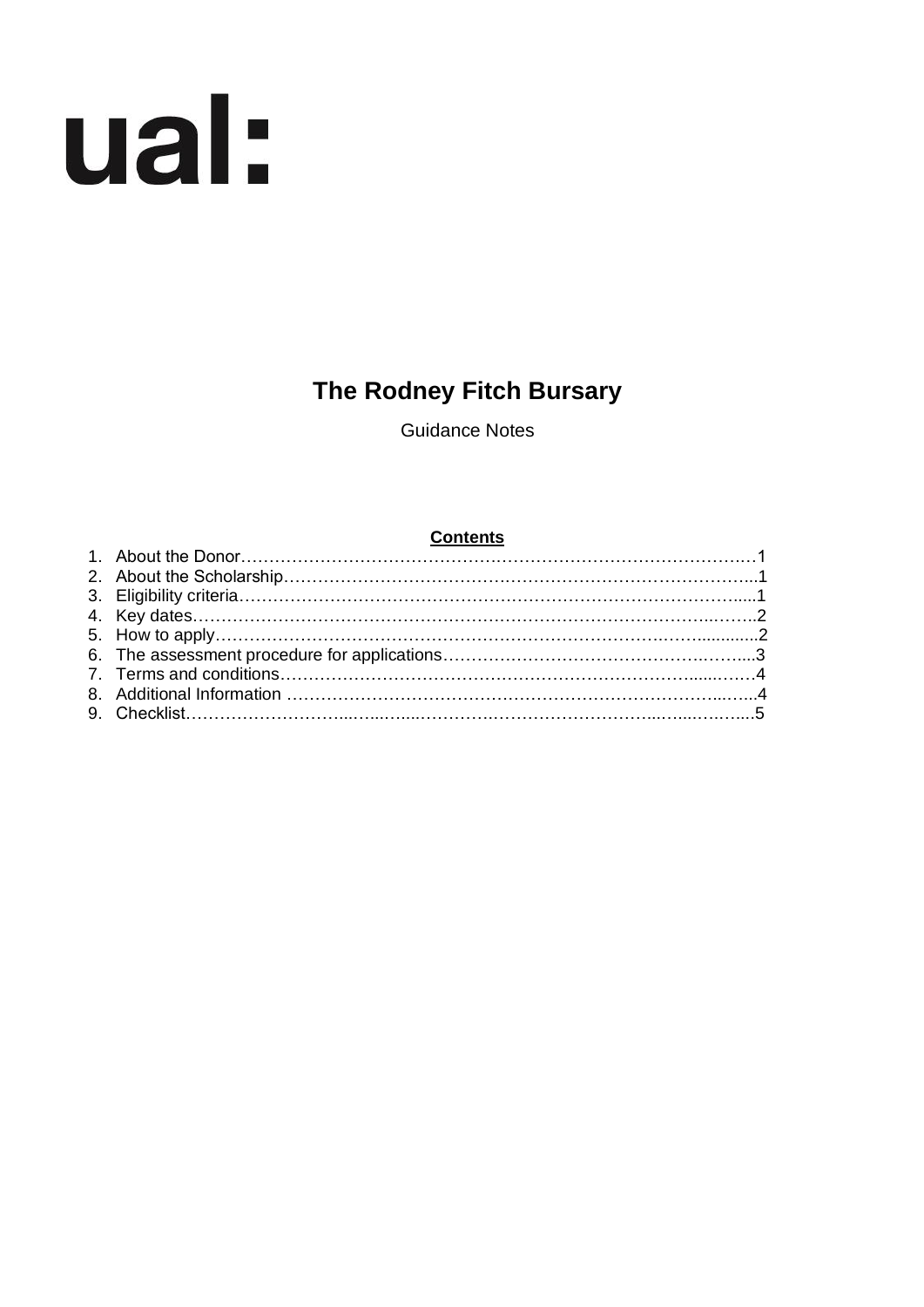ual:

# The Rodney Fitch Bursary

Guidance Notes

**Contents**

1. About the Donor……………………………………………………………………………1
2. About the Scholarship…………………………………………………………………….1
3. Eligibility criteria…………………………………………………………………………...1
4. Key dates…………………………………………………………………………………..2
5. How to apply……………………………………………………………………………….2
6. The assessment procedure for applications…………………………………………...3
7. Terms and conditions…………………………………………………………………….4
8. Additional Information ……………………………………………………………………4
9. Checklist……………………………………………………………………………………5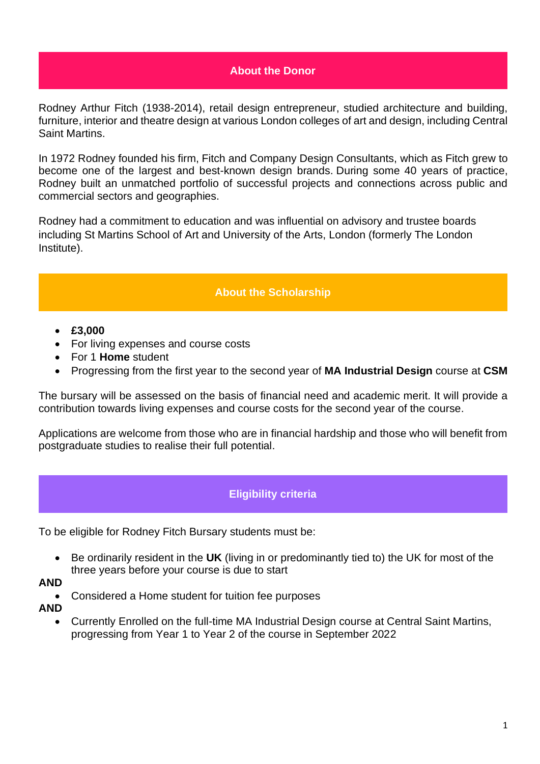## About the Donor

Rodney Arthur Fitch (1938-2014), retail design entrepreneur, studied architecture and building, furniture, interior and theatre design at various London colleges of art and design, including Central Saint Martins.

In 1972 Rodney founded his firm, Fitch and Company Design Consultants, which as Fitch grew to become one of the largest and best-known design brands. During some 40 years of practice, Rodney built an unmatched portfolio of successful projects and connections across public and commercial sectors and geographies.

Rodney had a commitment to education and was influential on advisory and trustee boards including St Martins School of Art and University of the Arts, London (formerly The London Institute).

## About the Scholarship

- **£3,000**
- For living expenses and course costs
- For 1 **Home** student
- Progressing from the first year to the second year of **MA Industrial Design** course at **CSM**

The bursary will be assessed on the basis of financial need and academic merit. It will provide a contribution towards living expenses and course costs for the second year of the course.

Applications are welcome from those who are in financial hardship and those who will benefit from postgraduate studies to realise their full potential.

## Eligibility criteria

To be eligible for Rodney Fitch Bursary students must be:

- Be ordinarily resident in the **UK** (living in or predominantly tied to) the UK for most of the three years before your course is due to start

**AND**

- Considered a Home student for tuition fee purposes

**AND**

- Currently Enrolled on the full-time MA Industrial Design course at Central Saint Martins, progressing from Year 1 to Year 2 of the course in September 2022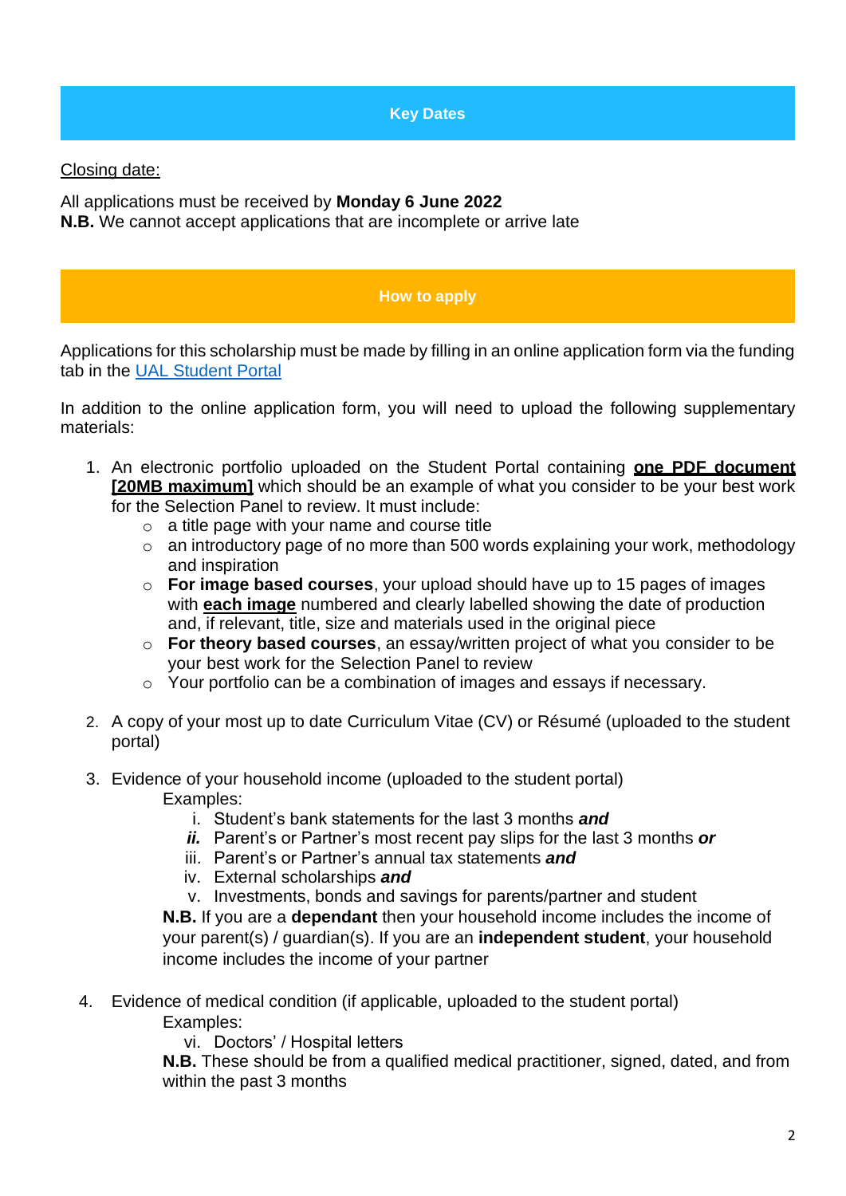## Key Dates

Closing date:

All applications must be received by **Monday 6 June 2022**
**N.B.** We cannot accept applications that are incomplete or arrive late

## How to apply

Applications for this scholarship must be made by filling in an online application form via the funding tab in the [UAL Student Portal]()

In addition to the online application form, you will need to upload the following supplementary materials:

1. An electronic portfolio uploaded on the Student Portal containing **one PDF document [20MB maximum]** which should be an example of what you consider to be your best work for the Selection Panel to review. It must include:
   - a title page with your name and course title
   - an introductory page of no more than 500 words explaining your work, methodology and inspiration
   - **For image based courses**, your upload should have up to 15 pages of images with **each image** numbered and clearly labelled showing the date of production and, if relevant, title, size and materials used in the original piece
   - **For theory based courses**, an essay/written project of what you consider to be your best work for the Selection Panel to review
   - Your portfolio can be a combination of images and essays if necessary.

2. A copy of your most up to date Curriculum Vitae (CV) or Résumé (uploaded to the student portal)

3. Evidence of your household income (uploaded to the student portal)

   Examples:

   i. Student's bank statements for the last 3 months ***and***
   ***ii.*** Parent's or Partner's most recent pay slips for the last 3 months ***or***
   iii. Parent's or Partner's annual tax statements ***and***
   iv. External scholarships ***and***
   v. Investments, bonds and savings for parents/partner and student

   **N.B.** If you are a **dependant** then your household income includes the income of your parent(s) / guardian(s). If you are an **independent student**, your household income includes the income of your partner

4. Evidence of medical condition (if applicable, uploaded to the student portal)

   Examples:

   vi. Doctors' / Hospital letters

   **N.B.** These should be from a qualified medical practitioner, signed, dated, and from within the past 3 months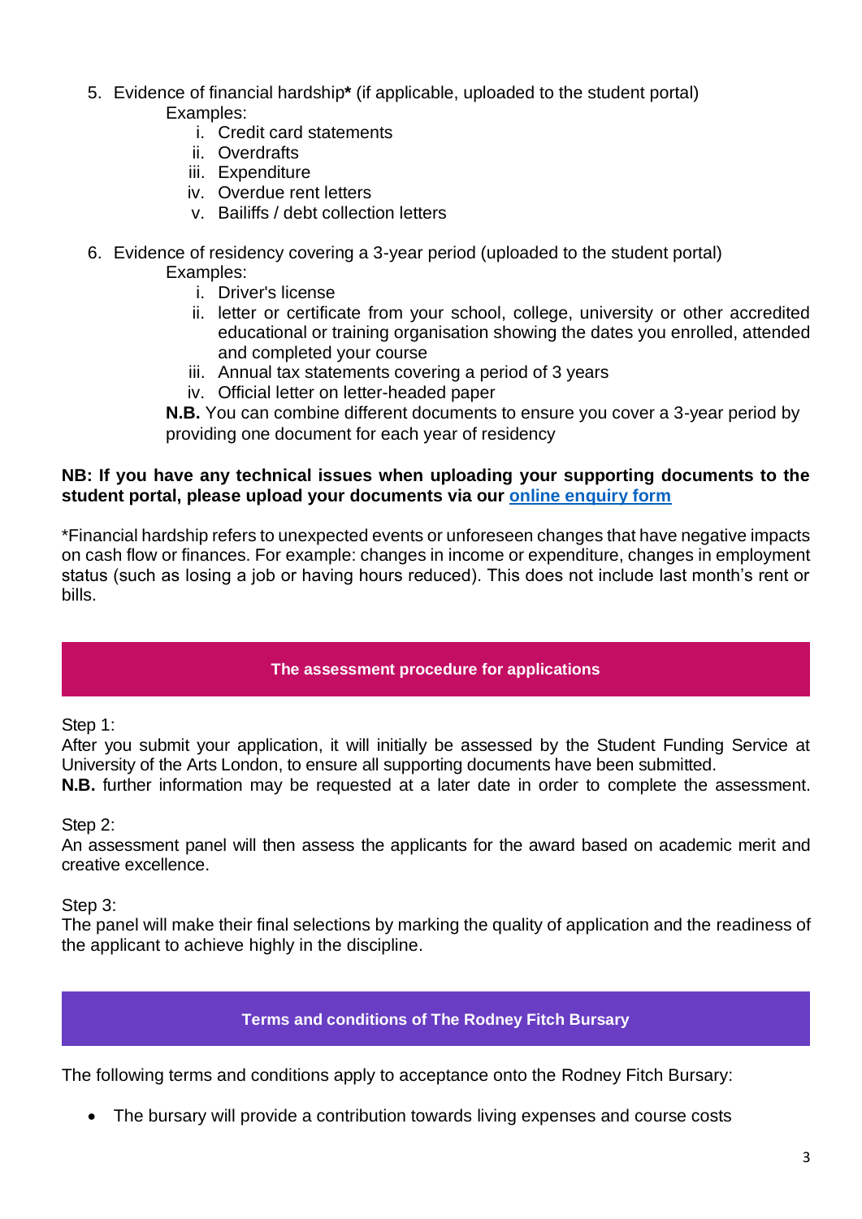5. Evidence of financial hardship* (if applicable, uploaded to the student portal)
   Examples:
   i. Credit card statements
   ii. Overdrafts
   iii. Expenditure
   iv. Overdue rent letters
   v. Bailiffs / debt collection letters

6. Evidence of residency covering a 3-year period (uploaded to the student portal)
   Examples:
   i. Driver's license
   ii. letter or certificate from your school, college, university or other accredited educational or training organisation showing the dates you enrolled, attended and completed your course
   iii. Annual tax statements covering a period of 3 years
   iv. Official letter on letter-headed paper

   **N.B.** You can combine different documents to ensure you cover a 3-year period by providing one document for each year of residency

**NB: If you have any technical issues when uploading your supporting documents to the student portal, please upload your documents via our [online enquiry form](#)**

*Financial hardship refers to unexpected events or unforeseen changes that have negative impacts on cash flow or finances. For example: changes in income or expenditure, changes in employment status (such as losing a job or having hours reduced). This does not include last month's rent or bills.

## The assessment procedure for applications

Step 1:
After you submit your application, it will initially be assessed by the Student Funding Service at University of the Arts London, to ensure all supporting documents have been submitted.
**N.B.** further information may be requested at a later date in order to complete the assessment.

Step 2:
An assessment panel will then assess the applicants for the award based on academic merit and creative excellence.

Step 3:
The panel will make their final selections by marking the quality of application and the readiness of the applicant to achieve highly in the discipline.

## Terms and conditions of The Rodney Fitch Bursary

The following terms and conditions apply to acceptance onto the Rodney Fitch Bursary:

- The bursary will provide a contribution towards living expenses and course costs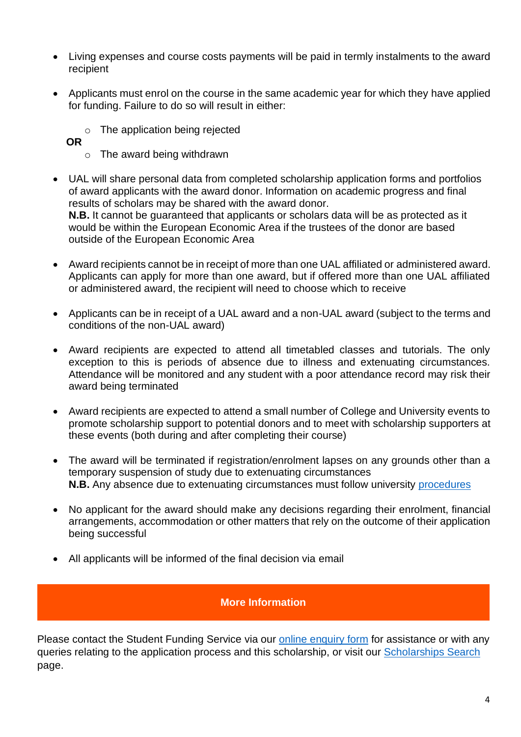- Living expenses and course costs payments will be paid in termly instalments to the award recipient

- Applicants must enrol on the course in the same academic year for which they have applied for funding. Failure to do so will result in either:
  - The application being rejected

  **OR**
  - The award being withdrawn

- UAL will share personal data from completed scholarship application forms and portfolios of award applicants with the award donor. Information on academic progress and final results of scholars may be shared with the award donor.
  **N.B.** It cannot be guaranteed that applicants or scholars data will be as protected as it would be within the European Economic Area if the trustees of the donor are based outside of the European Economic Area

- Award recipients cannot be in receipt of more than one UAL affiliated or administered award. Applicants can apply for more than one award, but if offered more than one UAL affiliated or administered award, the recipient will need to choose which to receive

- Applicants can be in receipt of a UAL award and a non-UAL award (subject to the terms and conditions of the non-UAL award)

- Award recipients are expected to attend all timetabled classes and tutorials. The only exception to this is periods of absence due to illness and extenuating circumstances. Attendance will be monitored and any student with a poor attendance record may risk their award being terminated

- Award recipients are expected to attend a small number of College and University events to promote scholarship support to potential donors and to meet with scholarship supporters at these events (both during and after completing their course)

- The award will be terminated if registration/enrolment lapses on any grounds other than a temporary suspension of study due to extenuating circumstances
  **N.B.** Any absence due to extenuating circumstances must follow university procedures

- No applicant for the award should make any decisions regarding their enrolment, financial arrangements, accommodation or other matters that rely on the outcome of their application being successful

- All applicants will be informed of the final decision via email

## More Information

Please contact the Student Funding Service via our online enquiry form for assistance or with any queries relating to the application process and this scholarship, or visit our Scholarships Search page.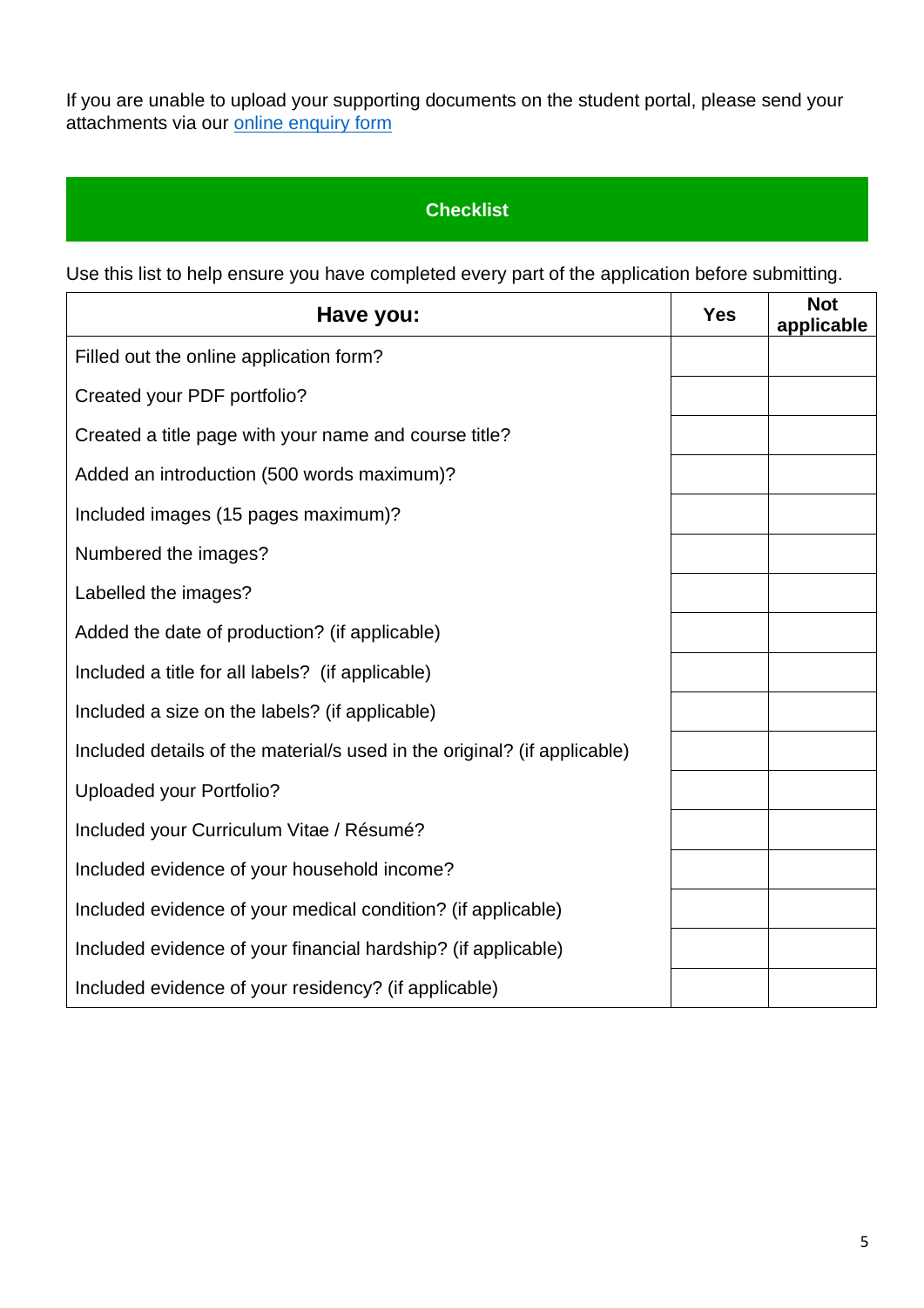If you are unable to upload your supporting documents on the student portal, please send your attachments via our [online enquiry form]()

## Checklist

Use this list to help ensure you have completed every part of the application before submitting.

| Have you: | Yes | Not applicable |
|---|---|---|
| Filled out the online application form? | | |
| Created your PDF portfolio? | | |
| Created a title page with your name and course title? | | |
| Added an introduction (500 words maximum)? | | |
| Included images (15 pages maximum)? | | |
| Numbered the images? | | |
| Labelled the images? | | |
| Added the date of production? (if applicable) | | |
| Included a title for all labels? (if applicable) | | |
| Included a size on the labels? (if applicable) | | |
| Included details of the material/s used in the original? (if applicable) | | |
| Uploaded your Portfolio? | | |
| Included your Curriculum Vitae / Résumé? | | |
| Included evidence of your household income? | | |
| Included evidence of your medical condition? (if applicable) | | |
| Included evidence of your financial hardship? (if applicable) | | |
| Included evidence of your residency? (if applicable) | | |